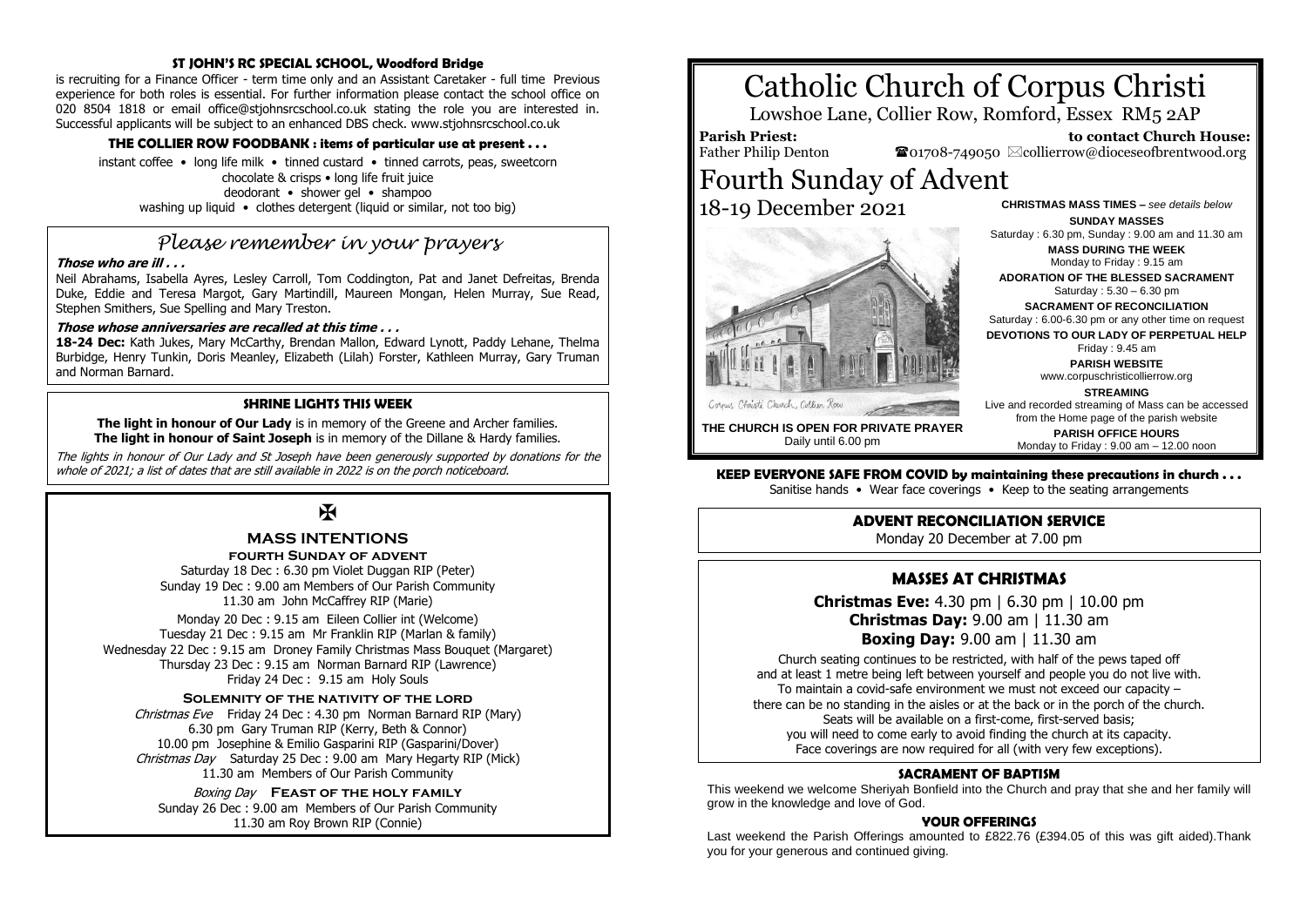# Catholic Church of Corpus Christi

Lowshoe Lane, Collier Row, Romford, Essex RM5 2AP

**Parish Priest:** Father Philip Denton

**to contact Church House:** ☎01708-749050 ✉collierrow@dioceseofbrentwood.org

# Fourth Sunday of Advent

18-19 December 2021

Corpus Christi Church, Collier Row

**THE CHURCH IS OPEN FOR PRIVATE PRAYER**
Daily until 6.00 pm

**CHRISTMAS MASS TIMES –** *see details below*

**SUNDAY MASSES**
Saturday : 6.30 pm, Sunday : 9.00 am and 11.30 am

**MASS DURING THE WEEK**
Monday to Friday : 9.15 am

**ADORATION OF THE BLESSED SACRAMENT**
Saturday : 5.30 – 6.30 pm

**SACRAMENT OF RECONCILIATION**
Saturday : 6.00-6.30 pm or any other time on request

**DEVOTIONS TO OUR LADY OF PERPETUAL HELP**
Friday : 9.45 am

**PARISH WEBSITE**
www.corpuschristicollierrow.org

**STREAMING**
Live and recorded streaming of Mass can be accessed from the Home page of the parish website

**PARISH OFFICE HOURS**
Monday to Friday : 9.00 am – 12.00 noon

**KEEP EVERYONE SAFE FROM COVID by maintaining these precautions in church . . .**
Sanitise hands • Wear face coverings • Keep to the seating arrangements

## ADVENT RECONCILIATION SERVICE

Monday 20 December at 7.00 pm

## MASSES AT CHRISTMAS

**Christmas Eve:** 4.30 pm | 6.30 pm | 10.00 pm
**Christmas Day:** 9.00 am | 11.30 am
**Boxing Day:** 9.00 am | 11.30 am

Church seating continues to be restricted, with half of the pews taped off and at least 1 metre being left between yourself and people you do not live with. To maintain a covid-safe environment we must not exceed our capacity – there can be no standing in the aisles or at the back or in the porch of the church. Seats will be available on a first-come, first-served basis; you will need to come early to avoid finding the church at its capacity. Face coverings are now required for all (with very few exceptions).

### SACRAMENT OF BAPTISM

This weekend we welcome Sheriyah Bonfield into the Church and pray that she and her family will grow in the knowledge and love of God.

### YOUR OFFERINGS

Last weekend the Parish Offerings amounted to £822.76 (£394.05 of this was gift aided).Thank you for your generous and continued giving.

### ST JOHN'S RC SPECIAL SCHOOL, Woodford Bridge

is recruiting for a Finance Officer - term time only and an Assistant Caretaker - full time Previous experience for both roles is essential. For further information please contact the school office on 020 8504 1818 or email office@stjohnsrcschool.co.uk stating the role you are interested in. Successful applicants will be subject to an enhanced DBS check. www.stjohnsrcschool.co.uk

### THE COLLIER ROW FOODBANK : items of particular use at present . . .

instant coffee • long life milk • tinned custard • tinned carrots, peas, sweetcorn
chocolate & crisps • long life fruit juice
deodorant • shower gel • shampoo
washing up liquid • clothes detergent (liquid or similar, not too big)

## *Please remember in your prayers*

***Those who are ill . . .***

Neil Abrahams, Isabella Ayres, Lesley Carroll, Tom Coddington, Pat and Janet Defreitas, Brenda Duke, Eddie and Teresa Margot, Gary Martindill, Maureen Mongan, Helen Murray, Sue Read, Stephen Smithers, Sue Spelling and Mary Treston.

***Those whose anniversaries are recalled at this time . . .***

**18-24 Dec:** Kath Jukes, Mary McCarthy, Brendan Mallon, Edward Lynott, Paddy Lehane, Thelma Burbidge, Henry Tunkin, Doris Meanley, Elizabeth (Lilah) Forster, Kathleen Murray, Gary Truman and Norman Barnard.

### SHRINE LIGHTS THIS WEEK

**The light in honour of Our Lady** is in memory of the Greene and Archer families.
**The light in honour of Saint Joseph** is in memory of the Dillane & Hardy families.

*The lights in honour of Our Lady and St Joseph have been generously supported by donations for the whole of 2021; a list of dates that are still available in 2022 is on the porch noticeboard.*

✠

## MASS INTENTIONS

**FOURTH SUNDAY OF ADVENT**

Saturday 18 Dec : 6.30 pm Violet Duggan RIP (Peter)
Sunday 19 Dec : 9.00 am Members of Our Parish Community
11.30 am John McCaffrey RIP (Marie)

Monday 20 Dec : 9.15 am Eileen Collier int (Welcome)
Tuesday 21 Dec : 9.15 am Mr Franklin RIP (Marlan & family)
Wednesday 22 Dec : 9.15 am Droney Family Christmas Mass Bouquet (Margaret)
Thursday 23 Dec : 9.15 am Norman Barnard RIP (Lawrence)
Friday 24 Dec : 9.15 am Holy Souls

**SOLEMNITY OF THE NATIVITY OF THE LORD**

*Christmas Eve* Friday 24 Dec : 4.30 pm Norman Barnard RIP (Mary)
6.30 pm Gary Truman RIP (Kerry, Beth & Connor)
10.00 pm Josephine & Emilio Gasparini RIP (Gasparini/Dover)
*Christmas Day* Saturday 25 Dec : 9.00 am Mary Hegarty RIP (Mick)
11.30 am Members of Our Parish Community

*Boxing Day* **FEAST OF THE HOLY FAMILY**
Sunday 26 Dec : 9.00 am Members of Our Parish Community
11.30 am Roy Brown RIP (Connie)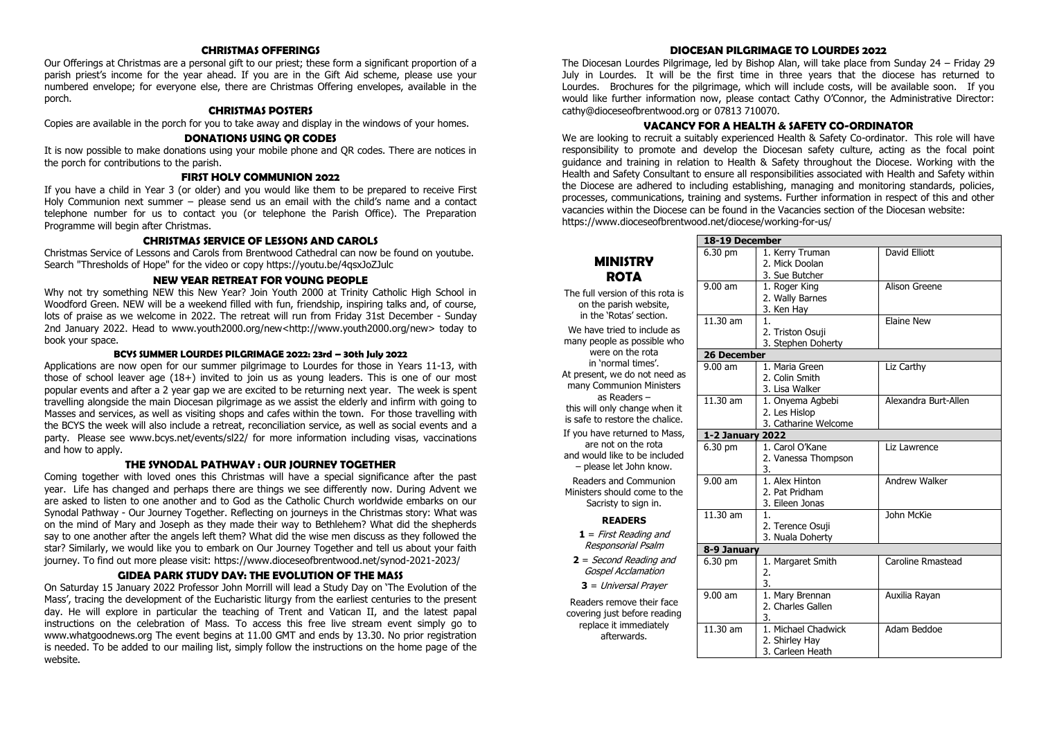## CHRISTMAS OFFERINGS

Our Offerings at Christmas are a personal gift to our priest; these form a significant proportion of a parish priest's income for the year ahead. If you are in the Gift Aid scheme, please use your numbered envelope; for everyone else, there are Christmas Offering envelopes, available in the porch.

## CHRISTMAS POSTERS

Copies are available in the porch for you to take away and display in the windows of your homes.

## DONATIONS USING QR CODES

It is now possible to make donations using your mobile phone and QR codes. There are notices in the porch for contributions to the parish.

## FIRST HOLY COMMUNION 2022

If you have a child in Year 3 (or older) and you would like them to be prepared to receive First Holy Communion next summer – please send us an email with the child's name and a contact telephone number for us to contact you (or telephone the Parish Office). The Preparation Programme will begin after Christmas.

## CHRISTMAS SERVICE OF LESSONS AND CAROLS

Christmas Service of Lessons and Carols from Brentwood Cathedral can now be found on youtube. Search "Thresholds of Hope" for the video or copy https://youtu.be/4qsxJoZJulc

## NEW YEAR RETREAT FOR YOUNG PEOPLE

Why not try something NEW this New Year? Join Youth 2000 at Trinity Catholic High School in Woodford Green. NEW will be a weekend filled with fun, friendship, inspiring talks and, of course, lots of praise as we welcome in 2022. The retreat will run from Friday 31st December - Sunday 2nd January 2022. Head to www.youth2000.org/new<http://www.youth2000.org/new> today to book your space.

## BCYS SUMMER LOURDES PILGRIMAGE 2022: 23rd – 30th July 2022

Applications are now open for our summer pilgrimage to Lourdes for those in Years 11-13, with those of school leaver age (18+) invited to join us as young leaders. This is one of our most popular events and after a 2 year gap we are excited to be returning next year. The week is spent travelling alongside the main Diocesan pilgrimage as we assist the elderly and infirm with going to Masses and services, as well as visiting shops and cafes within the town. For those travelling with the BCYS the week will also include a retreat, reconciliation service, as well as social events and a party. Please see www.bcys.net/events/sl22/ for more information including visas, vaccinations and how to apply.

## THE SYNODAL PATHWAY : OUR JOURNEY TOGETHER

Coming together with loved ones this Christmas will have a special significance after the past year. Life has changed and perhaps there are things we see differently now. During Advent we are asked to listen to one another and to God as the Catholic Church worldwide embarks on our Synodal Pathway - Our Journey Together. Reflecting on journeys in the Christmas story: What was on the mind of Mary and Joseph as they made their way to Bethlehem? What did the shepherds say to one another after the angels left them? What did the wise men discuss as they followed the star? Similarly, we would like you to embark on Our Journey Together and tell us about your faith journey. To find out more please visit: https://www.dioceseofbrentwood.net/synod-2021-2023/

## GIDEA PARK STUDY DAY: THE EVOLUTION OF THE MASS

On Saturday 15 January 2022 Professor John Morrill will lead a Study Day on 'The Evolution of the Mass', tracing the development of the Eucharistic liturgy from the earliest centuries to the present day. He will explore in particular the teaching of Trent and Vatican II, and the latest papal instructions on the celebration of Mass. To access this free live stream event simply go to www.whatgoodnews.org The event begins at 11.00 GMT and ends by 13.30. No prior registration is needed. To be added to our mailing list, simply follow the instructions on the home page of the website.

## DIOCESAN PILGRIMAGE TO LOURDES 2022

The Diocesan Lourdes Pilgrimage, led by Bishop Alan, will take place from Sunday 24 – Friday 29 July in Lourdes. It will be the first time in three years that the diocese has returned to Lourdes. Brochures for the pilgrimage, which will include costs, will be available soon. If you would like further information now, please contact Cathy O'Connor, the Administrative Director: cathy@dioceseofbrentwood.org or 07813 710070.

## VACANCY FOR A HEALTH & SAFETY CO-ORDINATOR

We are looking to recruit a suitably experienced Health & Safety Co-ordinator. This role will have responsibility to promote and develop the Diocesan safety culture, acting as the focal point guidance and training in relation to Health & Safety throughout the Diocese. Working with the Health and Safety Consultant to ensure all responsibilities associated with Health and Safety within the Diocese are adhered to including establishing, managing and monitoring standards, policies, processes, communications, training and systems. Further information in respect of this and other vacancies within the Diocese can be found in the Vacancies section of the Diocesan website: https://www.dioceseofbrentwood.net/diocese/working-for-us/

## MINISTRY ROTA

The full version of this rota is on the parish website, in the 'Rotas' section.

We have tried to include as many people as possible who were on the rota in 'normal times'. At present, we do not need as many Communion Ministers as Readers – this will only change when it is safe to restore the chalice.

If you have returned to Mass, are not on the rota and would like to be included – please let John know.

Readers and Communion Ministers should come to the Sacristy to sign in.

### READERS

**1** = *First Reading and Responsorial Psalm*

**2** = *Second Reading and Gospel Acclamation*

**3** = *Universal Prayer*

Readers remove their face covering just before reading replace it immediately afterwards.

| | | |
|---|---|---|
| **18-19 December** | | |
| 6.30 pm | 1. Kerry Truman<br>2. Mick Doolan<br>3. Sue Butcher | David Elliott |
| 9.00 am | 1. Roger King<br>2. Wally Barnes<br>3. Ken Hay | Alison Greene |
| 11.30 am | 1.<br>2. Triston Osuji<br>3. Stephen Doherty | Elaine New |
| **26 December** | | |
| 9.00 am | 1. Maria Green<br>2. Colin Smith<br>3. Lisa Walker | Liz Carthy |
| 11.30 am | 1. Onyema Agbebi<br>2. Les Hislop<br>3. Catharine Welcome | Alexandra Burt-Allen |
| **1-2 January 2022** | | |
| 6.30 pm | 1. Carol O'Kane<br>2. Vanessa Thompson<br>3. | Liz Lawrence |
| 9.00 am | 1. Alex Hinton<br>2. Pat Pridham<br>3. Eileen Jonas | Andrew Walker |
| 11.30 am | 1.<br>2. Terence Osuji<br>3. Nuala Doherty | John McKie |
| **8-9 January** | | |
| 6.30 pm | 1. Margaret Smith<br>2.<br>3. | Caroline Rmastead |
| 9.00 am | 1. Mary Brennan<br>2. Charles Gallen<br>3. | Auxilia Rayan |
| 11.30 am | 1. Michael Chadwick<br>2. Shirley Hay<br>3. Carleen Heath | Adam Beddoe |